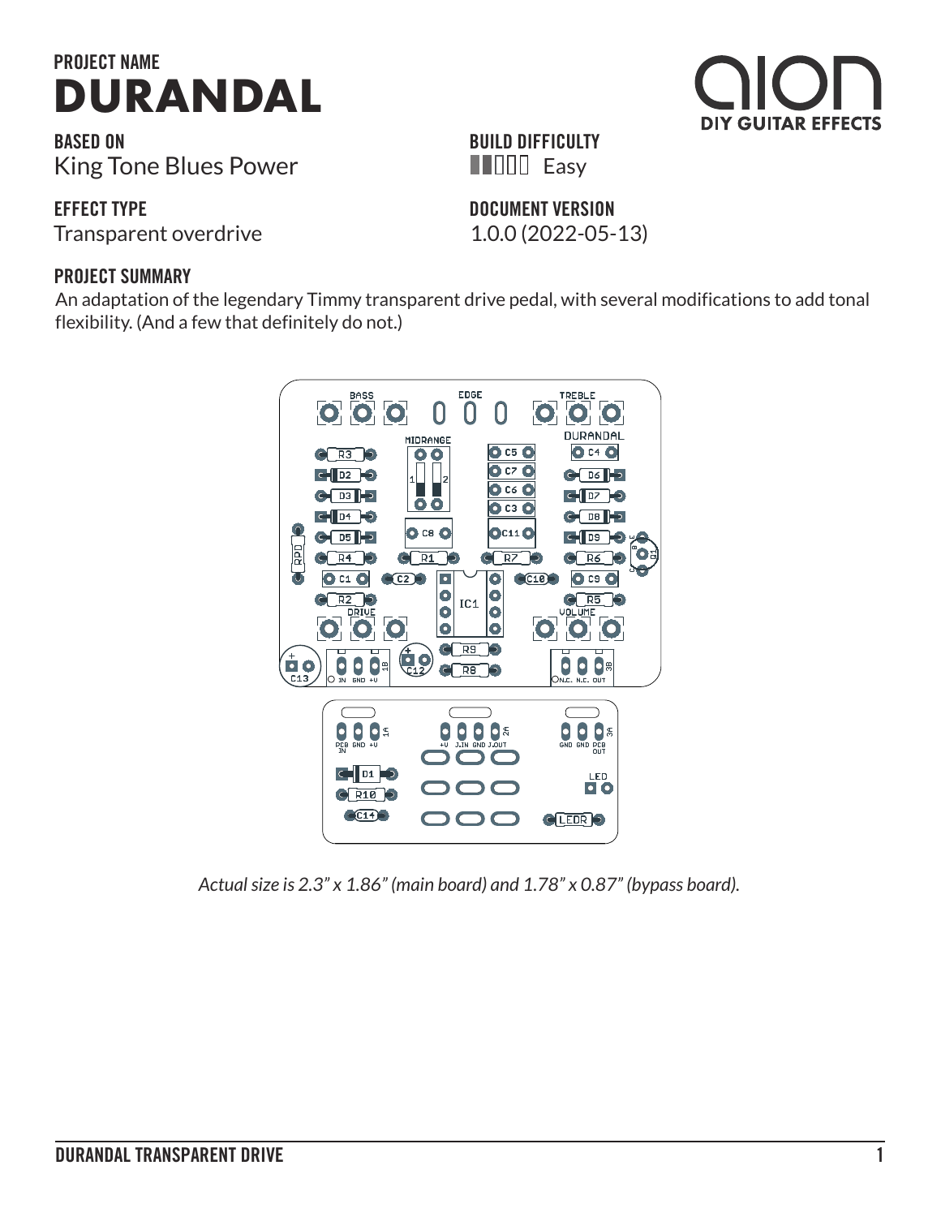PROJECT NAME
# DURANDAL

**BASED ON**
King Tone Blues Power

**BUILD DIFFICULTY**
Easy

**EFFECT TYPE**
Transparent overdrive

**DOCUMENT VERSION**
1.0.0 (2022-05-13)

**PROJECT SUMMARY**
An adaptation of the legendary Timmy transparent drive pedal, with several modifications to add tonal flexibility. (And a few that definitely do not.)

*Actual size is 2.3" x 1.86" (main board) and 1.78" x 0.87" (bypass board).*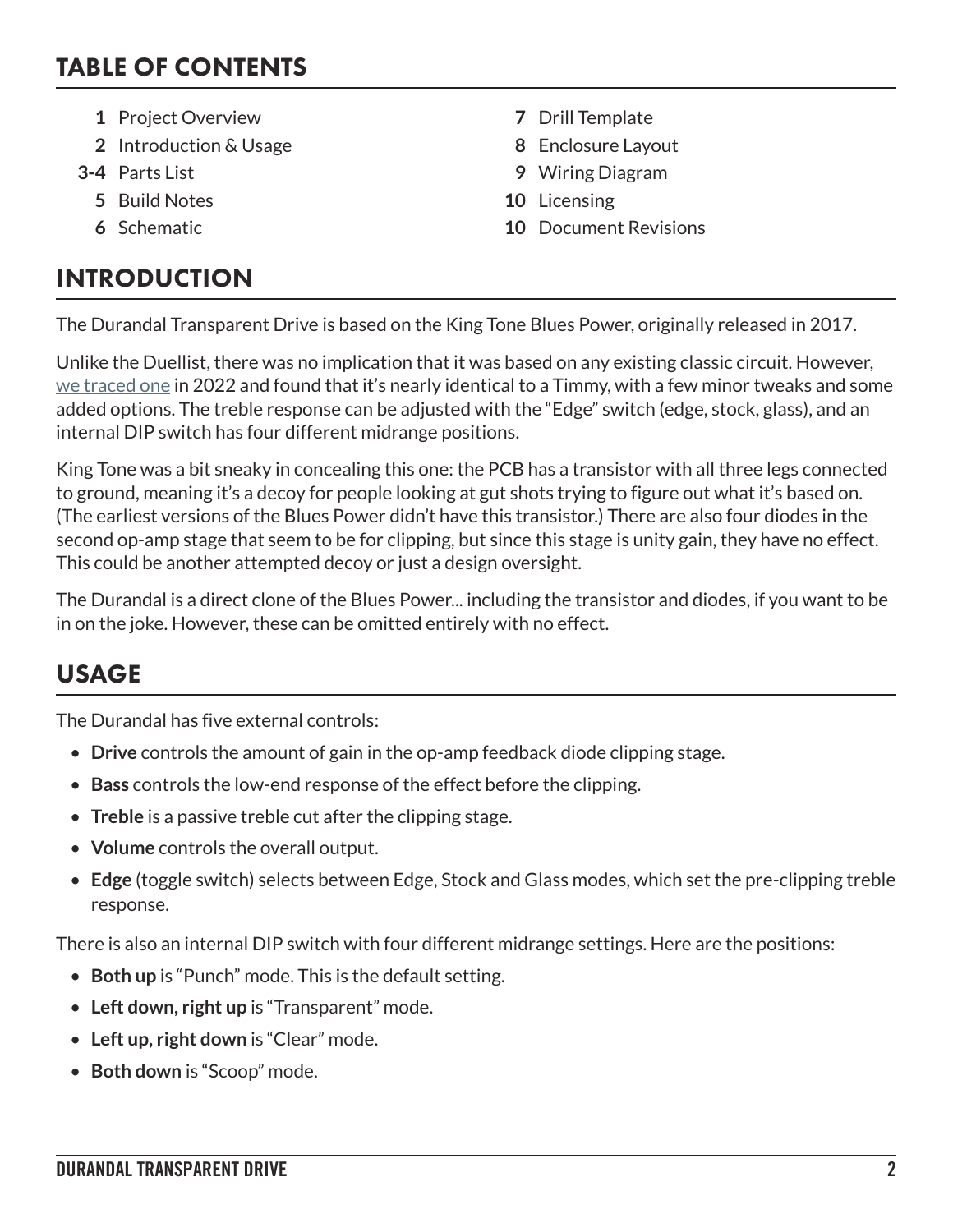## TABLE OF CONTENTS

- **1** Project Overview
- **2** Introduction & Usage
- **3-4** Parts List
- **5** Build Notes
- **6** Schematic
- **7** Drill Template
- **8** Enclosure Layout
- **9** Wiring Diagram
- **10** Licensing
- **10** Document Revisions

## INTRODUCTION

The Durandal Transparent Drive is based on the King Tone Blues Power, originally released in 2017.

Unlike the Duellist, there was no implication that it was based on any existing classic circuit. However, we traced one in 2022 and found that it's nearly identical to a Timmy, with a few minor tweaks and some added options. The treble response can be adjusted with the "Edge" switch (edge, stock, glass), and an internal DIP switch has four different midrange positions.

King Tone was a bit sneaky in concealing this one: the PCB has a transistor with all three legs connected to ground, meaning it's a decoy for people looking at gut shots trying to figure out what it's based on. (The earliest versions of the Blues Power didn't have this transistor.) There are also four diodes in the second op-amp stage that seem to be for clipping, but since this stage is unity gain, they have no effect. This could be another attempted decoy or just a design oversight.

The Durandal is a direct clone of the Blues Power... including the transistor and diodes, if you want to be in on the joke. However, these can be omitted entirely with no effect.

## USAGE

The Durandal has five external controls:

- **Drive** controls the amount of gain in the op-amp feedback diode clipping stage.
- **Bass** controls the low-end response of the effect before the clipping.
- **Treble** is a passive treble cut after the clipping stage.
- **Volume** controls the overall output.
- **Edge** (toggle switch) selects between Edge, Stock and Glass modes, which set the pre-clipping treble response.

There is also an internal DIP switch with four different midrange settings. Here are the positions:

- **Both up** is "Punch" mode. This is the default setting.
- **Left down, right up** is "Transparent" mode.
- **Left up, right down** is "Clear" mode.
- **Both down** is "Scoop" mode.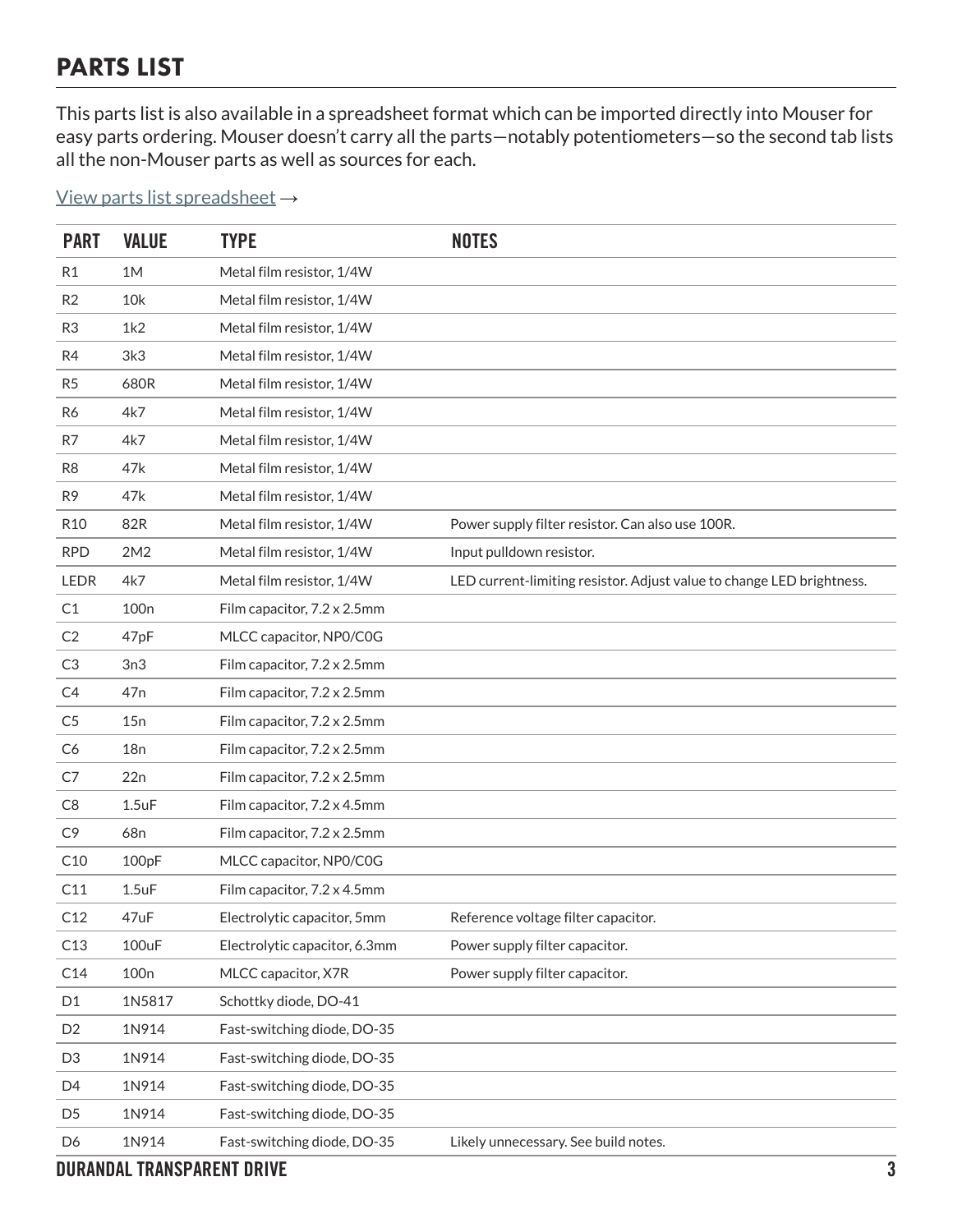## PARTS LIST

This parts list is also available in a spreadsheet format which can be imported directly into Mouser for easy parts ordering. Mouser doesn't carry all the parts—notably potentiometers—so the second tab lists all the non-Mouser parts as well as sources for each.

View parts list spreadsheet →

| PART | VALUE | TYPE | NOTES |
|---|---|---|---|
| R1 | 1M | Metal film resistor, 1/4W | |
| R2 | 10k | Metal film resistor, 1/4W | |
| R3 | 1k2 | Metal film resistor, 1/4W | |
| R4 | 3k3 | Metal film resistor, 1/4W | |
| R5 | 680R | Metal film resistor, 1/4W | |
| R6 | 4k7 | Metal film resistor, 1/4W | |
| R7 | 4k7 | Metal film resistor, 1/4W | |
| R8 | 47k | Metal film resistor, 1/4W | |
| R9 | 47k | Metal film resistor, 1/4W | |
| R10 | 82R | Metal film resistor, 1/4W | Power supply filter resistor. Can also use 100R. |
| RPD | 2M2 | Metal film resistor, 1/4W | Input pulldown resistor. |
| LEDR | 4k7 | Metal film resistor, 1/4W | LED current-limiting resistor. Adjust value to change LED brightness. |
| C1 | 100n | Film capacitor, 7.2 x 2.5mm | |
| C2 | 47pF | MLCC capacitor, NP0/C0G | |
| C3 | 3n3 | Film capacitor, 7.2 x 2.5mm | |
| C4 | 47n | Film capacitor, 7.2 x 2.5mm | |
| C5 | 15n | Film capacitor, 7.2 x 2.5mm | |
| C6 | 18n | Film capacitor, 7.2 x 2.5mm | |
| C7 | 22n | Film capacitor, 7.2 x 2.5mm | |
| C8 | 1.5uF | Film capacitor, 7.2 x 4.5mm | |
| C9 | 68n | Film capacitor, 7.2 x 2.5mm | |
| C10 | 100pF | MLCC capacitor, NP0/C0G | |
| C11 | 1.5uF | Film capacitor, 7.2 x 4.5mm | |
| C12 | 47uF | Electrolytic capacitor, 5mm | Reference voltage filter capacitor. |
| C13 | 100uF | Electrolytic capacitor, 6.3mm | Power supply filter capacitor. |
| C14 | 100n | MLCC capacitor, X7R | Power supply filter capacitor. |
| D1 | 1N5817 | Schottky diode, DO-41 | |
| D2 | 1N914 | Fast-switching diode, DO-35 | |
| D3 | 1N914 | Fast-switching diode, DO-35 | |
| D4 | 1N914 | Fast-switching diode, DO-35 | |
| D5 | 1N914 | Fast-switching diode, DO-35 | |
| D6 | 1N914 | Fast-switching diode, DO-35 | Likely unnecessary. See build notes. |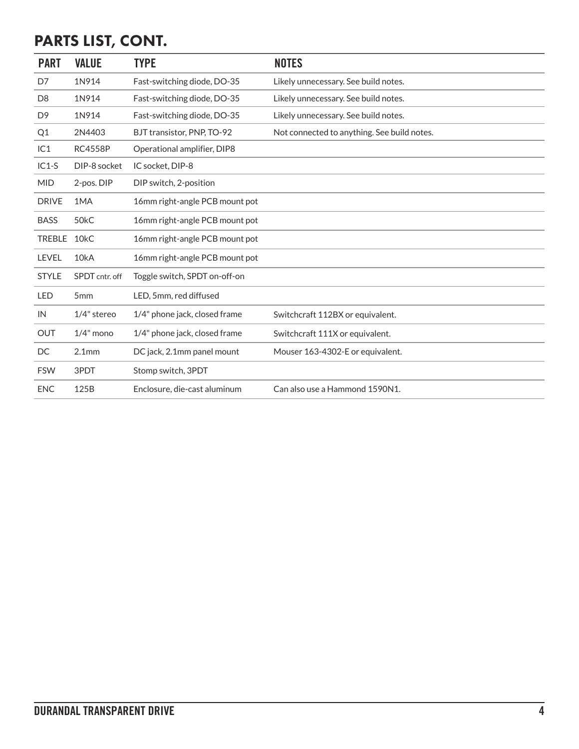## PARTS LIST, CONT.

| PART | VALUE | TYPE | NOTES |
|---|---|---|---|
| D7 | 1N914 | Fast-switching diode, DO-35 | Likely unnecessary. See build notes. |
| D8 | 1N914 | Fast-switching diode, DO-35 | Likely unnecessary. See build notes. |
| D9 | 1N914 | Fast-switching diode, DO-35 | Likely unnecessary. See build notes. |
| Q1 | 2N4403 | BJT transistor, PNP, TO-92 | Not connected to anything. See build notes. |
| IC1 | RC4558P | Operational amplifier, DIP8 | |
| IC1-S | DIP-8 socket | IC socket, DIP-8 | |
| MID | 2-pos. DIP | DIP switch, 2-position | |
| DRIVE | 1MA | 16mm right-angle PCB mount pot | |
| BASS | 50kC | 16mm right-angle PCB mount pot | |
| TREBLE | 10kC | 16mm right-angle PCB mount pot | |
| LEVEL | 10kA | 16mm right-angle PCB mount pot | |
| STYLE | SPDT cntr. off | Toggle switch, SPDT on-off-on | |
| LED | 5mm | LED, 5mm, red diffused | |
| IN | 1/4" stereo | 1/4" phone jack, closed frame | Switchcraft 112BX or equivalent. |
| OUT | 1/4" mono | 1/4" phone jack, closed frame | Switchcraft 111X or equivalent. |
| DC | 2.1mm | DC jack, 2.1mm panel mount | Mouser 163-4302-E or equivalent. |
| FSW | 3PDT | Stomp switch, 3PDT | |
| ENC | 125B | Enclosure, die-cast aluminum | Can also use a Hammond 1590N1. |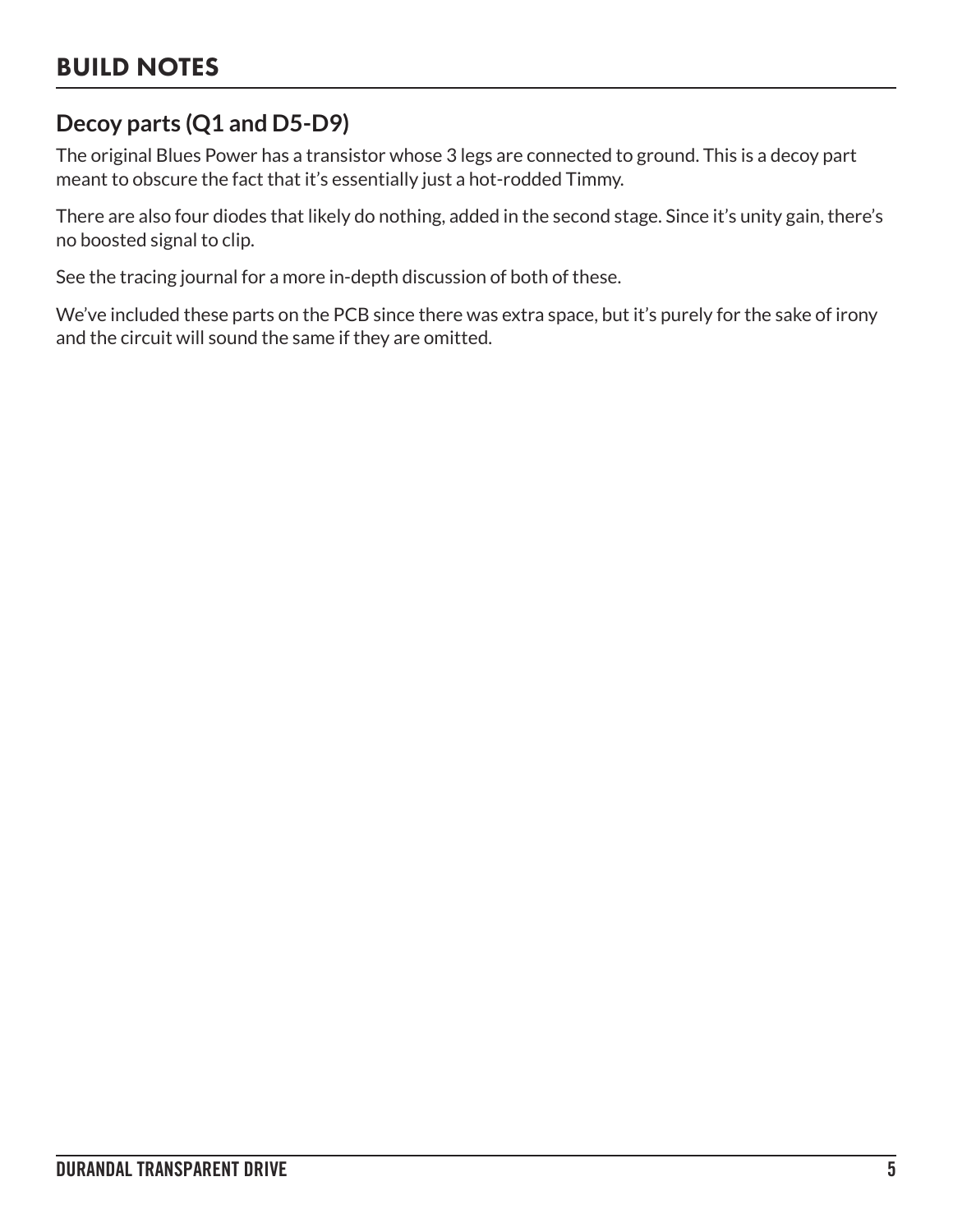# BUILD NOTES

## Decoy parts (Q1 and D5-D9)

The original Blues Power has a transistor whose 3 legs are connected to ground. This is a decoy part meant to obscure the fact that it's essentially just a hot-rodded Timmy.

There are also four diodes that likely do nothing, added in the second stage. Since it's unity gain, there's no boosted signal to clip.

See the tracing journal for a more in-depth discussion of both of these.

We've included these parts on the PCB since there was extra space, but it's purely for the sake of irony and the circuit will sound the same if they are omitted.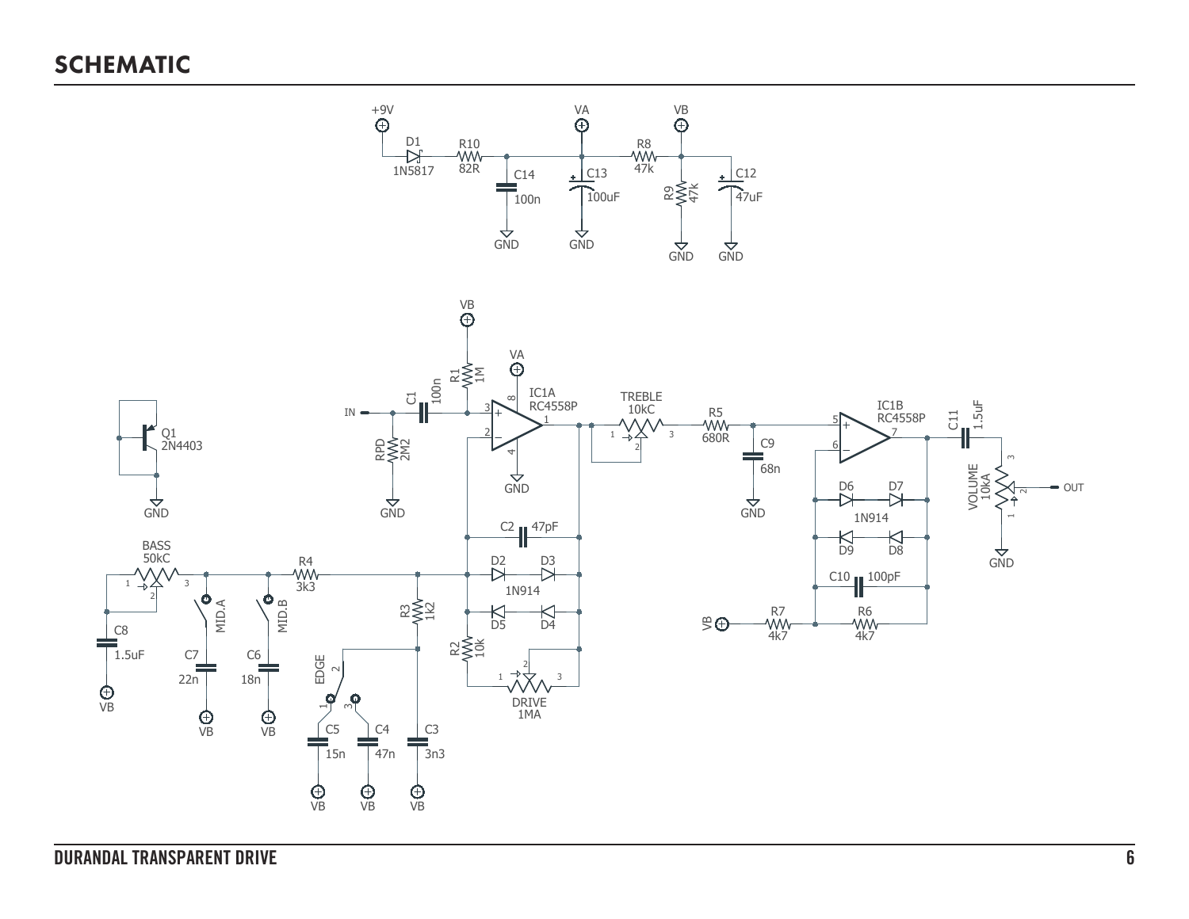# SCHEMATIC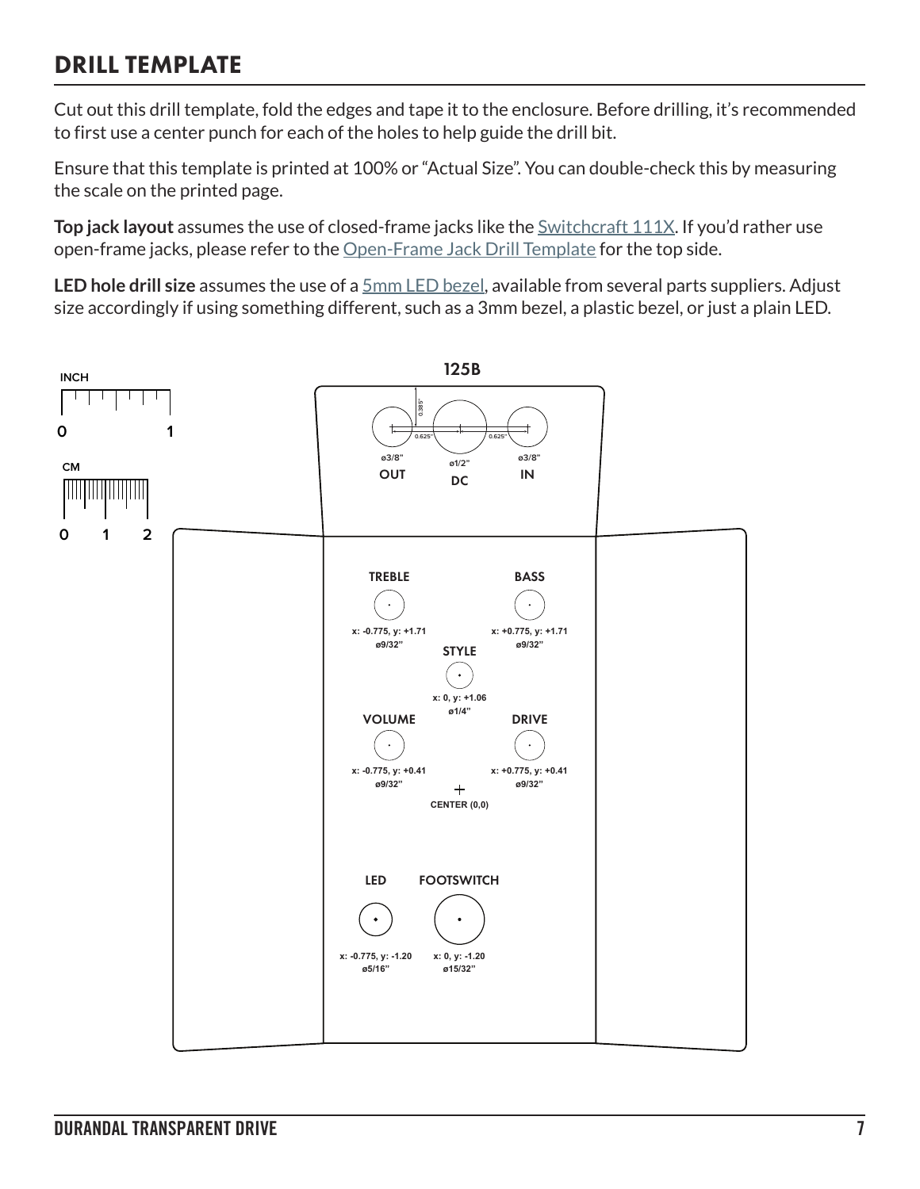## DRILL TEMPLATE

Cut out this drill template, fold the edges and tape it to the enclosure. Before drilling, it's recommended to first use a center punch for each of the holes to help guide the drill bit.

Ensure that this template is printed at 100% or "Actual Size". You can double-check this by measuring the scale on the printed page.

**Top jack layout** assumes the use of closed-frame jacks like the Switchcraft 111X. If you'd rather use open-frame jacks, please refer to the Open-Frame Jack Drill Template for the top side.

**LED hole drill size** assumes the use of a 5mm LED bezel, available from several parts suppliers. Adjust size accordingly if using something different, such as a 3mm bezel, a plastic bezel, or just a plain LED.

INCH
0 1

CM
0 1 2

125B

0.385"

0.625" 0.625"

| Label | Diameter |
| --- | --- |
| OUT | ø3/8" |
| DC | ø1/2" |
| IN | ø3/8" |

| Label | Position | Diameter |
| --- | --- | --- |
| TREBLE | x: -0.775, y: +1.71 | ø9/32" |
| BASS | x: +0.775, y: +1.71 | ø9/32" |
| STYLE | x: 0, y: +1.06 | ø1/4" |
| VOLUME | x: -0.775, y: +0.41 | ø9/32" |
| DRIVE | x: +0.775, y: +0.41 | ø9/32" |
| LED | x: -0.775, y: -1.20 | ø5/16" |
| FOOTSWITCH | x: 0, y: -1.20 | ø15/32" |

CENTER (0,0)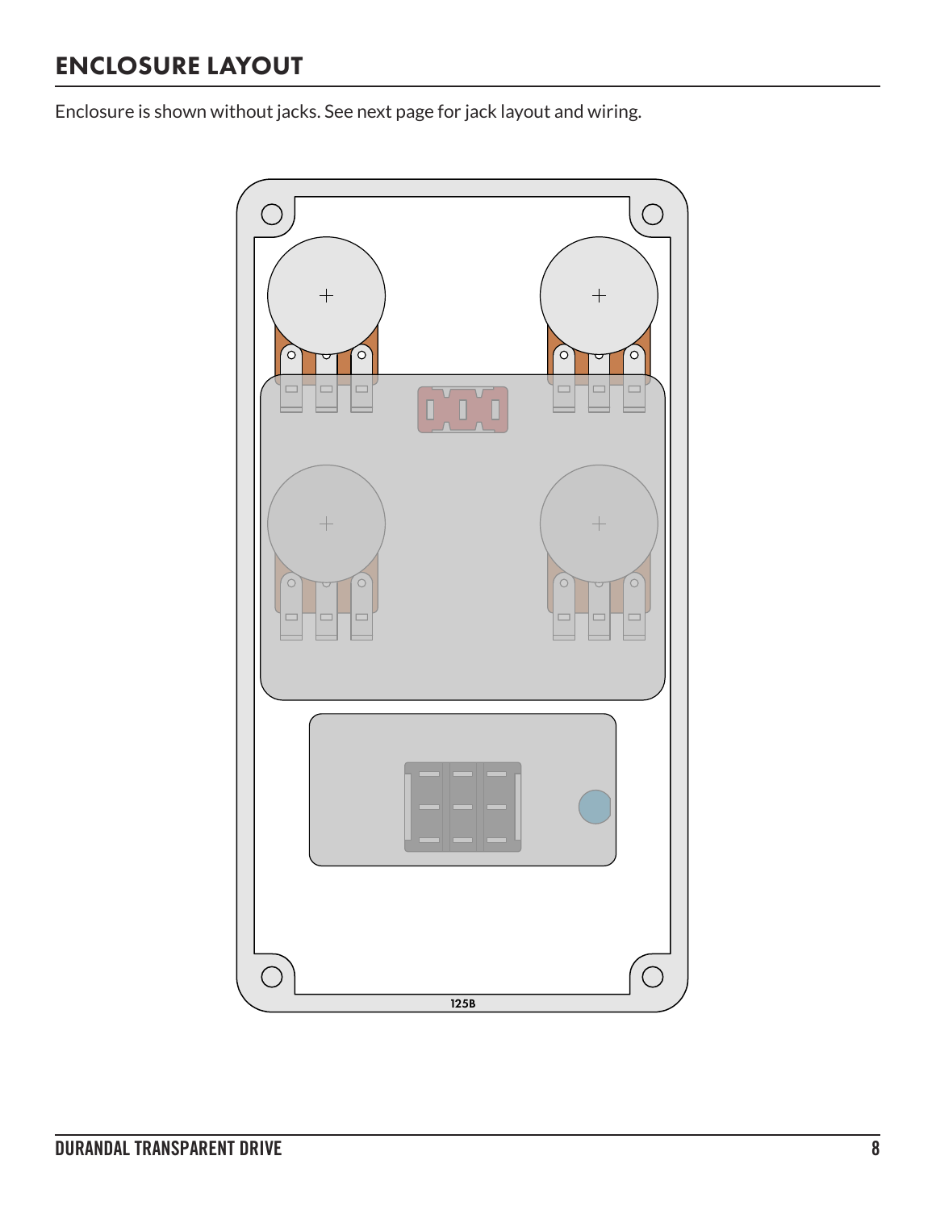# ENCLOSURE LAYOUT

Enclosure is shown without jacks. See next page for jack layout and wiring.

125B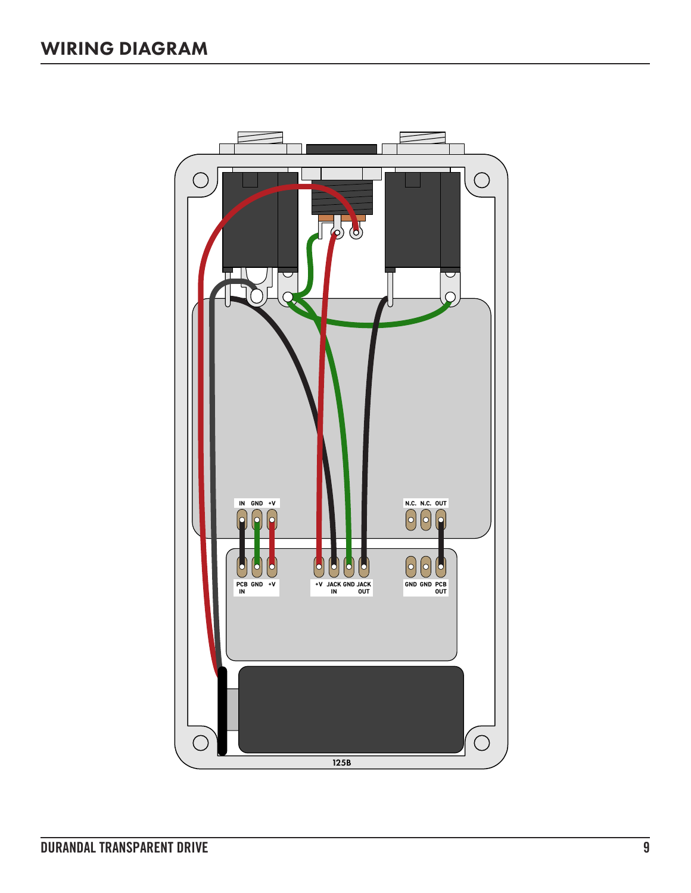## WIRING DIAGRAM

IN GND +V

N.C. N.C. OUT

PCB IN GND +V

+V JACK IN GND JACK OUT

GND GND PCB OUT

125B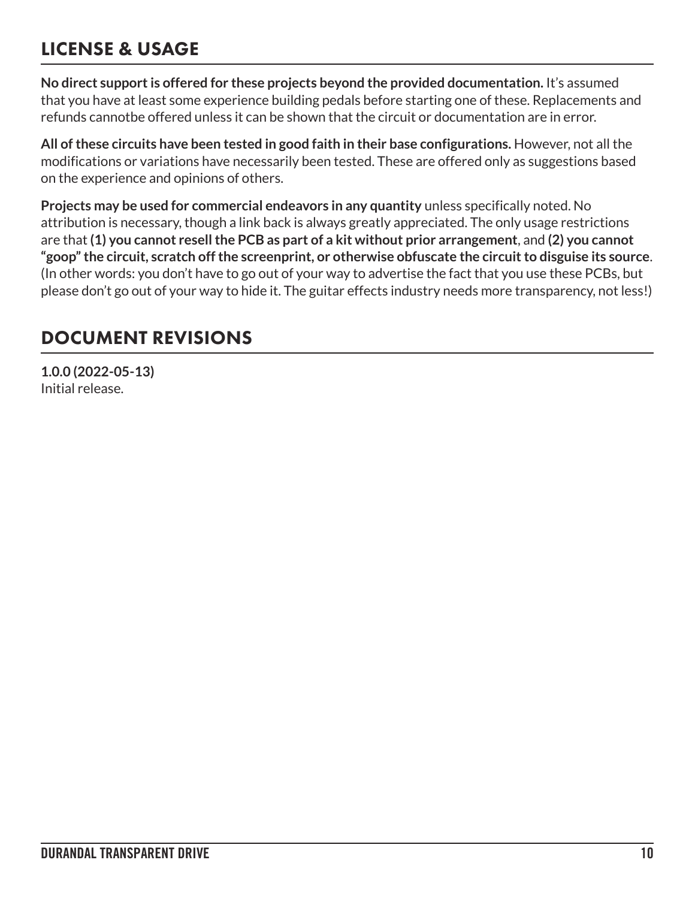## LICENSE & USAGE

**No direct support is offered for these projects beyond the provided documentation.** It's assumed that you have at least some experience building pedals before starting one of these. Replacements and refunds cannotbe offered unless it can be shown that the circuit or documentation are in error.

**All of these circuits have been tested in good faith in their base configurations.** However, not all the modifications or variations have necessarily been tested. These are offered only as suggestions based on the experience and opinions of others.

**Projects may be used for commercial endeavors in any quantity** unless specifically noted. No attribution is necessary, though a link back is always greatly appreciated. The only usage restrictions are that **(1) you cannot resell the PCB as part of a kit without prior arrangement**, and **(2) you cannot "goop" the circuit, scratch off the screenprint, or otherwise obfuscate the circuit to disguise its source**. (In other words: you don't have to go out of your way to advertise the fact that you use these PCBs, but please don't go out of your way to hide it. The guitar effects industry needs more transparency, not less!)

## DOCUMENT REVISIONS

**1.0.0 (2022-05-13)**
Initial release.